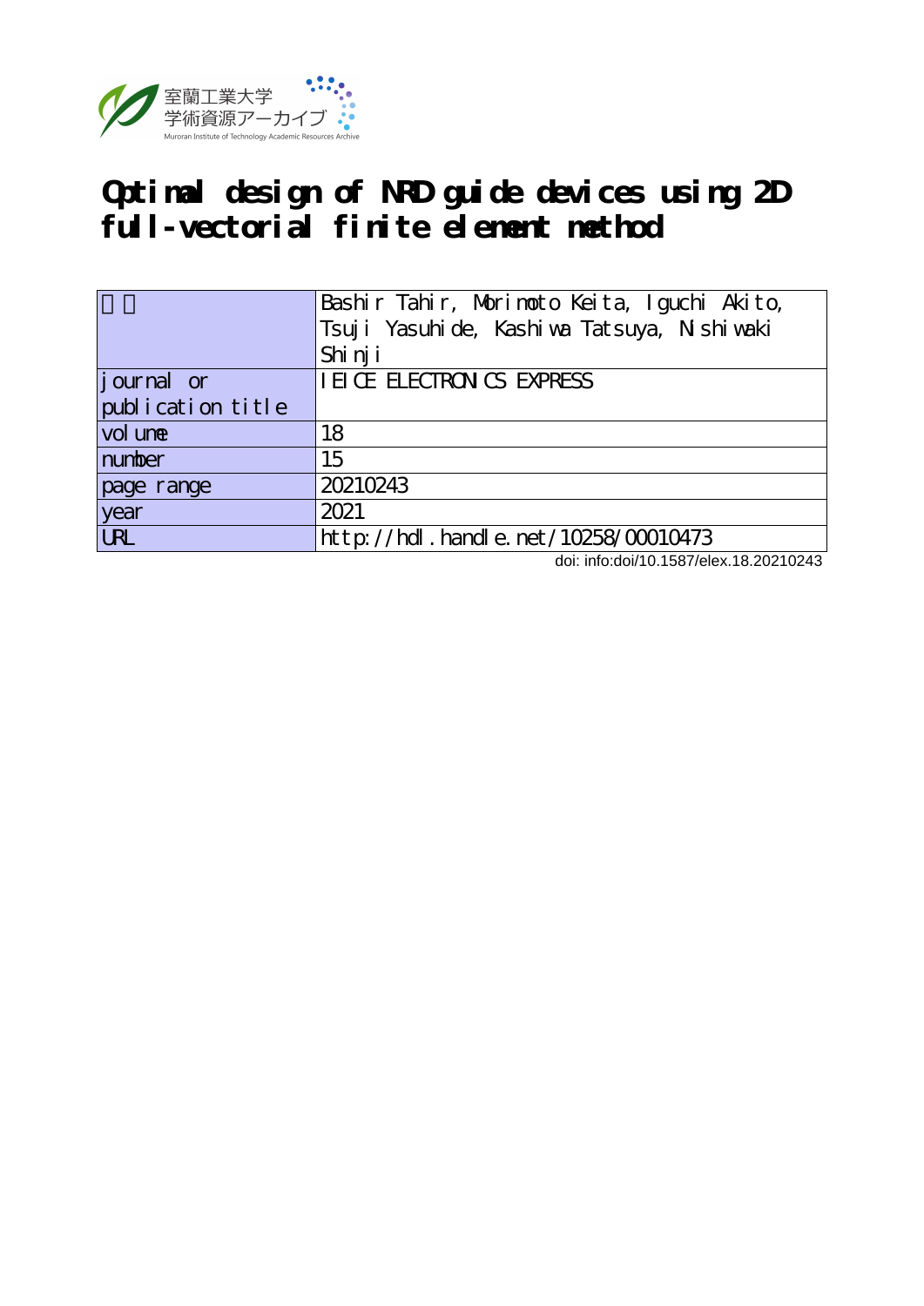室蘭工業大学
学術資源アーカイブ
Muroran Institute of Technology Academic Resources Archive

# Optimal design of NRD guide devices using 2D full-vectorial finite element method

| 著者 | Bashir Tahir, Morimoto Keita, Iguchi Akito, Tsuji Yasuhide, Kashiwa Tatsuya, Nishiwaki Shinji |
|---|---|
| journal or publication title | IEICE ELECTRONICS EXPRESS |
| volume | 18 |
| number | 15 |
| page range | 20210243 |
| year | 2021 |
| URL | http://hdl.handle.net/10258/00010473 |

doi: info:doi/10.1587/elex.18.20210243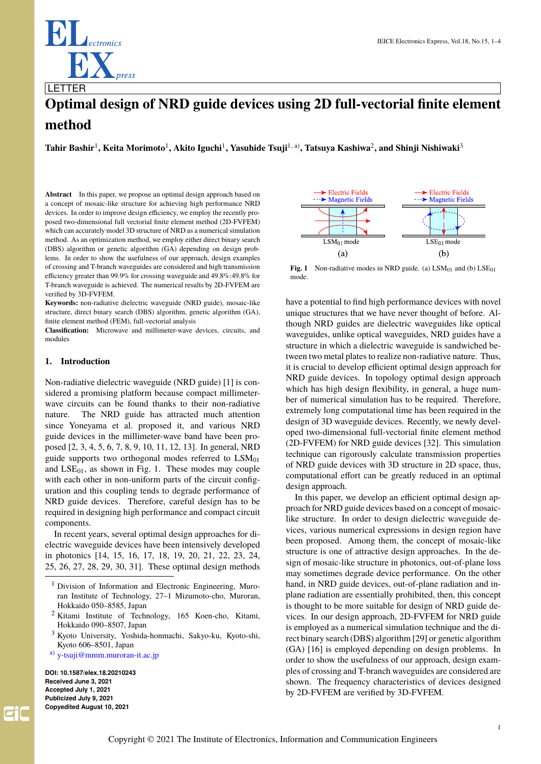# Optimal design of NRD guide devices using 2D full-vectorial finite element method

**Tahir Bashir[1], Keita Morimoto[1], Akito Iguchi[1], Yasuhide Tsuji[1, a)], Tatsuya Kashiwa[2], and Shinji Nishiwaki[3]**

**Abstract** In this paper, we propose an optimal design approach based on a concept of mosaic-like structure for achieving high performance NRD devices. In order to improve design efficiency, we employ the recently proposed two-dimensional full vectorial finite element method (2D-FVFEM) which can accurately model 3D structure of NRD as a numerical simulation method. As an optimization method, we employ either direct binary search (DBS) algorithm or genetic algorithm (GA) depending on design problems. In order to show the usefulness of our approach, design examples of crossing and T-branch waveguides are considered and high transmission efficiency greater than 99.9% for crossing waveguide and 49.8%:49.8% for T-branch waveguide is achieved. The numerical results by 2D-FVFEM are verified by 3D-FVFEM.

**Keywords:** non-radiative dielectric waveguide (NRD guide), mosaic-like structure, direct binary search (DBS) algorithm, genetic algorithm (GA), finite element method (FEM), full-vectorial analysis

**Classification:** Microwave and millimeter-wave devices, circuits, and modules

## 1. Introduction

Non-radiative dielectric waveguide (NRD guide) [1] is considered a promising platform because compact millimeter-wave circuits can be found thanks to their non-radiative nature. The NRD guide has attracted much attention since Yoneyama et al. proposed it, and various NRD guide devices in the millimeter-wave band have been proposed [2, 3, 4, 5, 6, 7, 8, 9, 10, 11, 12, 13]. In general, NRD guide supports two orthogonal modes referred to $LSM_{01}$ and $LSE_{01}$, as shown in Fig. 1. These modes may couple with each other in non-uniform parts of the circuit configuration and this coupling tends to degrade performance of NRD guide devices. Therefore, careful design has to be required in designing high performance and compact circuit components.

In recent years, several optimal design approaches for dielectric waveguide devices have been intensively developed in photonics [14, 15, 16, 17, 18, 19, 20, 21, 22, 23, 24, 25, 26, 27, 28, 29, 30, 31]. These optimal design methods have a potential to find high performance devices with novel unique structures that we have never thought of before. Although NRD guides are dielectric waveguides like optical waveguides, unlike optical waveguides, NRD guides have a structure in which a dielectric waveguide is sandwiched between two metal plates to realize non-radiative nature. Thus, it is crucial to develop efficient optimal design approach for NRD guide devices. In topology optimal design approach which has high design flexibility, in general, a huge number of numerical simulation has to be required. Therefore, extremely long computational time has been required in the design of 3D waveguide devices. Recently, we newly developed two-dimensional full-vectorial finite element method (2D-FVFEM) for NRD guide devices [32]. This simulation technique can rigorously calculate transmission properties of NRD guide devices with 3D structure in 2D space, thus, computational effort can be greatly reduced in an optimal design approach.

In this paper, we develop an efficient optimal design approach for NRD guide devices based on a concept of mosaic-like structure. In order to design dielectric waveguide devices, various numerical expressions in design region have been proposed. Among them, the concept of mosaic-like structure is one of attractive design approaches. In the design of mosaic-like structure in photonics, out-of-plane loss may sometimes degrade device performance. On the other hand, in NRD guide devices, out-of-plane radiation and in-plane radiation are essentially prohibited, then, this concept is thought to be more suitable for design of NRD guide devices. In our design approach, 2D-FVFEM for NRD guide is employed as a numerical simulation technique and the direct binary search (DBS) algorithm [29] or genetic algorithm (GA) [16] is employed depending on design problems. In order to show the usefulness of our approach, design examples of crossing and T-branch waveguides are considered are shown. The frequency characteristics of devices designed by 2D-FVFEM are verified by 3D-FVFEM.

Electric Fields / Magnetic Fields — $LSM_{01}$ mode (a) — $LSE_{01}$ mode (b)

**Fig. 1** Non-radiative modes in NRD guide. (a) $LSM_{01}$ and (b) $LSE_{01}$ mode.

[1] Division of Information and Electronic Engineering, Muroran Institute of Technology, 27–1 Mizumoto-cho, Muroran, Hokkaido 050–8585, Japan

[2] Kitami Institute of Technology, 165 Koen-cho, Kitami, Hokkaido 090–8507, Japan

[3] Kyoto University, Yoshida-honmachi, Sakyo-ku, Kyoto-shi, Kyoto 606–8501, Japan

a) y-tsuji@mmm.muroran-it.ac.jp

**DOI: 10.1587/elex.18.20210243**
**Received June 3, 2021**
**Accepted July 1, 2021**
**Publicized July 9, 2021**
**Copyedited August 10, 2021**

Copyright © 2021 The Institute of Electronics, Information and Communication Engineers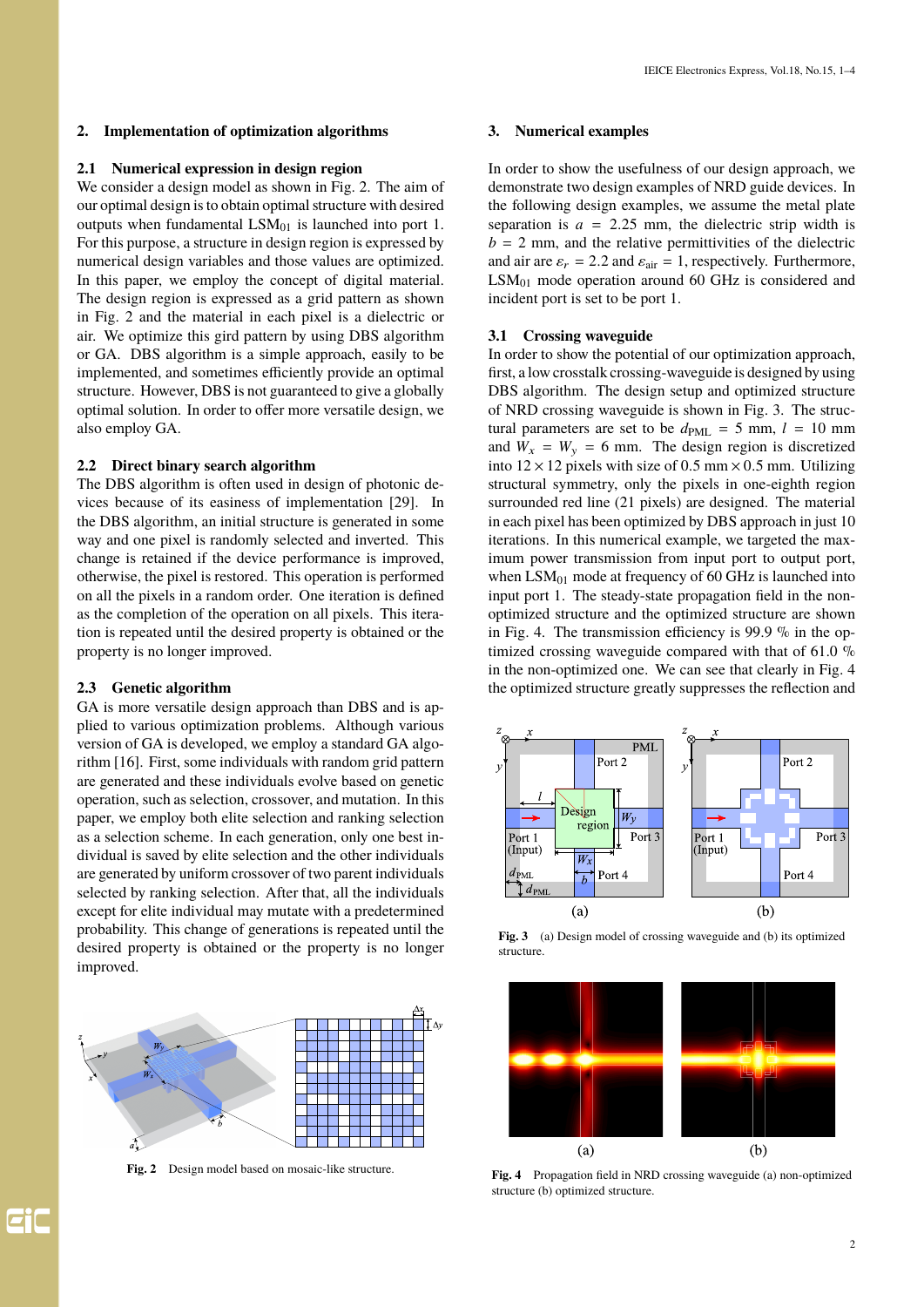## 2. Implementation of optimization algorithms

### 2.1 Numerical expression in design region

We consider a design model as shown in Fig. 2. The aim of our optimal design is to obtain optimal structure with desired outputs when fundamental $LSM_{01}$ is launched into port 1. For this purpose, a structure in design region is expressed by numerical design variables and those values are optimized. In this paper, we employ the concept of digital material. The design region is expressed as a grid pattern as shown in Fig. 2 and the material in each pixel is a dielectric or air. We optimize this gird pattern by using DBS algorithm or GA. DBS algorithm is a simple approach, easily to be implemented, and sometimes efficiently provide an optimal structure. However, DBS is not guaranteed to give a globally optimal solution. In order to offer more versatile design, we also employ GA.

### 2.2 Direct binary search algorithm

The DBS algorithm is often used in design of photonic devices because of its easiness of implementation [29]. In the DBS algorithm, an initial structure is generated in some way and one pixel is randomly selected and inverted. This change is retained if the device performance is improved, otherwise, the pixel is restored. This operation is performed on all the pixels in a random order. One iteration is defined as the completion of the operation on all pixels. This iteration is repeated until the desired property is obtained or the property is no longer improved.

### 2.3 Genetic algorithm

GA is more versatile design approach than DBS and is applied to various optimization problems. Although various version of GA is developed, we employ a standard GA algorithm [16]. First, some individuals with random grid pattern are generated and these individuals evolve based on genetic operation, such as selection, crossover, and mutation. In this paper, we employ both elite selection and ranking selection as a selection scheme. In each generation, only one best individual is saved by elite selection and the other individuals are generated by uniform crossover of two parent individuals selected by ranking selection. After that, all the individuals except for elite individual may mutate with a predetermined probability. This change of generations is repeated until the desired property is obtained or the property is no longer improved.

**Fig. 2** Design model based on mosaic-like structure.

## 3. Numerical examples

In order to show the usefulness of our design approach, we demonstrate two design examples of NRD guide devices. In the following design examples, we assume the metal plate separation is $a = 2.25$ mm, the dielectric strip width is $b = 2$ mm, and the relative permittivities of the dielectric and air are $\varepsilon_r = 2.2$ and $\varepsilon_{\text{air}} = 1$, respectively. Furthermore, $LSM_{01}$ mode operation around 60 GHz is considered and incident port is set to be port 1.

### 3.1 Crossing waveguide

In order to show the potential of our optimization approach, first, a low crosstalk crossing-waveguide is designed by using DBS algorithm. The design setup and optimized structure of NRD crossing waveguide is shown in Fig. 3. The structural parameters are set to be $d_{\text{PML}} = 5$ mm, $l = 10$ mm and $W_x = W_y = 6$ mm. The design region is discretized into $12 \times 12$ pixels with size of $0.5$ mm $\times$ $0.5$ mm. Utilizing structural symmetry, only the pixels in one-eighth region surrounded red line (21 pixels) are designed. The material in each pixel has been optimized by DBS approach in just 10 iterations. In this numerical example, we targeted the maximum power transmission from input port to output port, when $LSM_{01}$ mode at frequency of 60 GHz is launched into input port 1. The steady-state propagation field in the non-optimized structure and the optimized structure are shown in Fig. 4. The transmission efficiency is 99.9 % in the optimized crossing waveguide compared with that of 61.0 % in the non-optimized one. We can see that clearly in Fig. 4 the optimized structure greatly suppresses the reflection and

**Fig. 3** (a) Design model of crossing waveguide and (b) its optimized structure.

**Fig. 4** Propagation field in NRD crossing waveguide (a) non-optimized structure (b) optimized structure.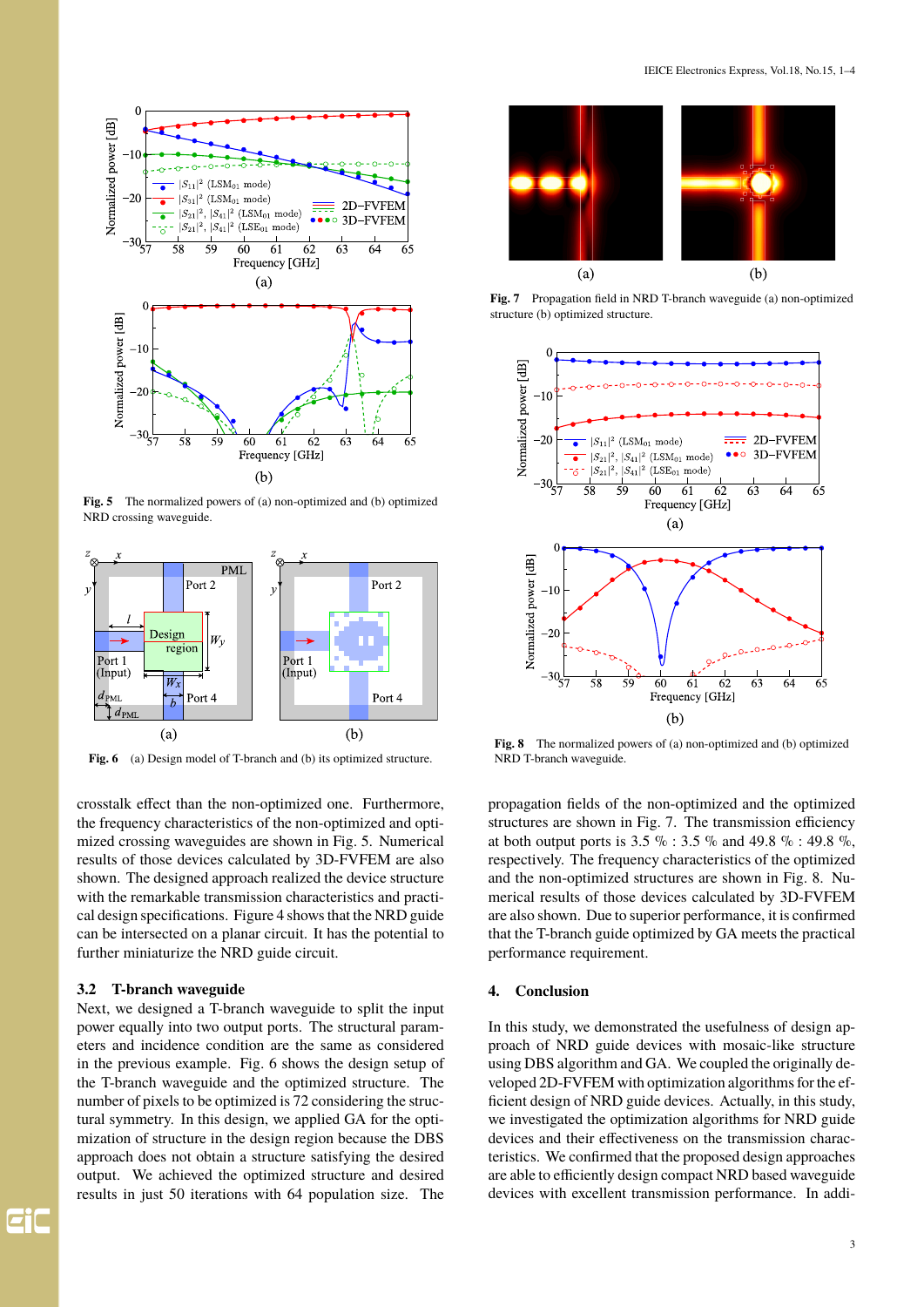Fig. 5 The normalized powers of (a) non-optimized and (b) optimized NRD crossing waveguide.

Fig. 6 (a) Design model of T-branch and (b) its optimized structure.

crosstalk effect than the non-optimized one. Furthermore, the frequency characteristics of the non-optimized and optimized crossing waveguides are shown in Fig. 5. Numerical results of those devices calculated by 3D-FVFEM are also shown. The designed approach realized the device structure with the remarkable transmission characteristics and practical design specifications. Figure 4 shows that the NRD guide can be intersected on a planar circuit. It has the potential to further miniaturize the NRD guide circuit.

### 3.2 T-branch waveguide

Next, we designed a T-branch waveguide to split the input power equally into two output ports. The structural parameters and incidence condition are the same as considered in the previous example. Fig. 6 shows the design setup of the T-branch waveguide and the optimized structure. The number of pixels to be optimized is 72 considering the structural symmetry. In this design, we applied GA for the optimization of structure in the design region because the DBS approach does not obtain a structure satisfying the desired output. We achieved the optimized structure and desired results in just 50 iterations with 64 population size. The propagation fields of the non-optimized and the optimized structures are shown in Fig. 7. The transmission efficiency at both output ports is 3.5 % : 3.5 % and 49.8 % : 49.8 %, respectively. The frequency characteristics of the optimized and the non-optimized structures are shown in Fig. 8. Numerical results of those devices calculated by 3D-FVFEM are also shown. Due to superior performance, it is confirmed that the T-branch guide optimized by GA meets the practical performance requirement.

Fig. 7 Propagation field in NRD T-branch waveguide (a) non-optimized structure (b) optimized structure.

Fig. 8 The normalized powers of (a) non-optimized and (b) optimized NRD T-branch waveguide.

## 4. Conclusion

In this study, we demonstrated the usefulness of design approach of NRD guide devices with mosaic-like structure using DBS algorithm and GA. We coupled the originally developed 2D-FVFEM with optimization algorithms for the efficient design of NRD guide devices. Actually, in this study, we investigated the optimization algorithms for NRD guide devices and their effectiveness on the transmission characteristics. We confirmed that the proposed design approaches are able to efficiently design compact NRD based waveguide devices with excellent transmission performance. In addi-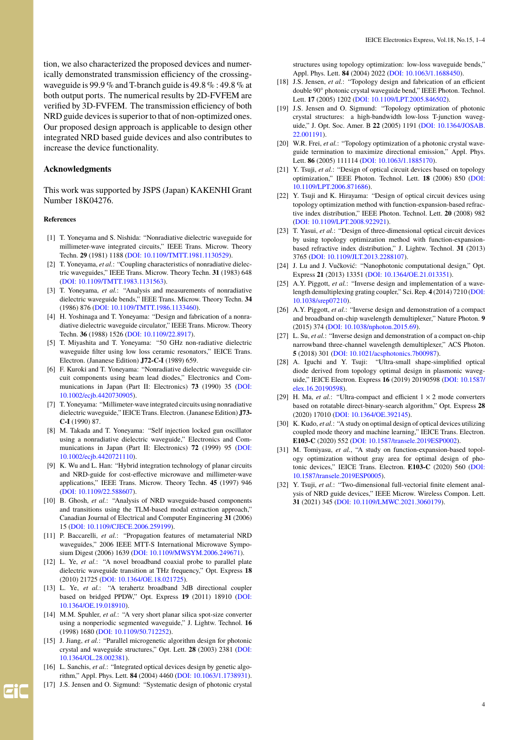tion, we also characterized the proposed devices and numerically demonstrated transmission efficiency of the crossing-waveguide is 99.9 % and T-branch guide is 49.8 % : 49.8 % at both output ports. The numerical results by 2D-FVFEM are verified by 3D-FVFEM. The transmission efficiency of both NRD guide devices is superior to that of non-optimized ones. Our proposed design approach is applicable to design other integrated NRD based guide devices and also contributes to increase the device functionality.

## Acknowledgments

This work was supported by JSPS (Japan) KAKENHI Grant Number 18K04276.

## References

[1] T. Yoneyama and S. Nishida: "Nonradiative dielectric waveguide for millimeter-wave integrated circuits," IEEE Trans. Microw. Theory Techn. **29** (1981) 1188 (DOI: 10.1109/TMTT.1981.1130529).

[2] T. Yoneyama, *et al.*: "Coupling characteristics of nonradiative dielectric waveguides," IEEE Trans. Microw. Theory Techn. **31** (1983) 648 (DOI: 10.1109/TMTT.1983.1131563).

[3] T. Yoneyama, *et al.*: "Analysis and measurements of nonradiative dielectric waveguide bends," IEEE Trans. Microw. Theory Techn. **34** (1986) 876 (DOI: 10.1109/TMTT.1986.1133460).

[4] H. Yoshinaga and T. Yoneyama: "Design and fabrication of a nonradiative dielectric waveguide circulator," IEEE Trans. Microw. Theory Techn. **36** (1988) 1526 (DOI: 10.1109/22.8917).

[5] T. Miyashita and T. Yoneyama: "50 GHz non-radiative dielectric waveguide filter using low loss ceramic resonators," IEICE Trans. Electron. (Jananese Edition) **J72-C-I** (1989) 659.

[6] F. Kuroki and T. Yoneyama: "Nonradiative dielectric waveguide circuit components using beam lead diodes," Electronics and Communications in Japan (Part II: Electronics) **73** (1990) 35 (DOI: 10.1002/ecjb.4420730905).

[7] T. Yoneyama: "Millimeter-wave integrated circuits using nonradiative dielectric waveguide," IEICE Trans. Electron. (Jananese Edition) **J73-C-I** (1990) 87.

[8] M. Takada and T. Yoneyama: "Self injection locked gun oscillator using a nonradiative dielectric waveguide," Electronics and Communications in Japan (Part II: Electronics) **72** (1999) 95 (DOI: 10.1002/ecjb.4420721110).

[9] K. Wu and L. Han: "Hybrid integration technology of planar circuits and NRD-guide for cost-effective microwave and millimeter-wave applications," IEEE Trans. Microw. Theory Techn. **45** (1997) 946 (DOI: 10.1109/22.588607).

[10] B. Ghosh, *et al.*: "Analysis of NRD waveguide-based components and transitions using the TLM-based modal extraction approach," Canadian Journal of Electrical and Computer Engineering **31** (2006) 15 (DOI: 10.1109/CJECE.2006.259199).

[11] P. Baccarelli, *et al.*: "Propagation features of metamaterial NRD waveguides," 2006 IEEE MTT-S International Microwave Symposium Digest (2006) 1639 (DOI: 10.1109/MWSYM.2006.249671).

[12] L. Ye, *et al.*: "A novel broadband coaxial probe to parallel plate dielectric waveguide transition at THz frequency," Opt. Express **18** (2010) 21725 (DOI: 10.1364/OE.18.021725).

[13] L. Ye, *et al.*: "A terahertz broadband 3dB directional coupler based on bridged PPDW," Opt. Express **19** (2011) 18910 (DOI: 10.1364/OE.19.018910).

[14] M.M. Spuhler, *et al.*: "A very short planar silica spot-size converter using a nonperiodic segmented waveguide," J. Lightw. Technol. **16** (1998) 1680 (DOI: 10.1109/50.712252).

[15] J. Jiang, *et al.*: "Parallel microgenetic algorithm design for photonic crystal and waveguide structures," Opt. Lett. **28** (2003) 2381 (DOI: 10.1364/OL.28.002381).

[16] L. Sanchis, *et al.*: "Integrated optical devices design by genetic algorithm," Appl. Phys. Lett. **84** (2004) 4460 (DOI: 10.1063/1.1738931).

[17] J.S. Jensen and O. Sigmund: "Systematic design of photonic crystal structures using topology optimization: low-loss waveguide bends," Appl. Phys. Lett. **84** (2004) 2022 (DOI: 10.1063/1.1688450).

[18] J.S. Jensen, *et al.*: "Topology design and fabrication of an efficient double 90° photonic crystal waveguide bend," IEEE Photon. Technol. Lett. **17** (2005) 1202 (DOI: 10.1109/LPT.2005.846502).

[19] J.S. Jensen and O. Sigmund: "Topology optimization of photonic crystal structures: a high-bandwidth low-loss T-junction waveguide," J. Opt. Soc. Amer. B **22** (2005) 1191 (DOI: 10.1364/JOSAB.22.001191).

[20] W.R. Frei, *et al.*: "Topology optimization of a photonic crystal waveguide termination to maximize directional emission," Appl. Phys. Lett. **86** (2005) 111114 (DOI: 10.1063/1.1885170).

[21] Y. Tsuji, *et al.*: "Design of optical circuit devices based on topology optimization," IEEE Photon. Technol. Lett. **18** (2006) 850 (DOI: 10.1109/LPT.2006.871686).

[22] Y. Tsuji and K. Hirayama: "Design of optical circuit devices using topology optimization method with function-expansion-based refractive index distribution," IEEE Photon. Technol. Lett. **20** (2008) 982 (DOI: 10.1109/LPT.2008.922921).

[23] T. Yasui, *et al.*: "Design of three-dimensional optical circuit devices by using topology optimization method with function-expansion-based refractive index distribution," J. Lightw. Technol. **31** (2013) 3765 (DOI: 10.1109/JLT.2013.2288107).

[24] J. Lu and J. Vučković: "Nanophotonic computational design," Opt. Express **21** (2013) 13351 (DOI: 10.1364/OE.21.013351).

[25] A.Y. Piggott, *et al.*: "Inverse design and implementation of a wavelength demultiplexing grating coupler," Sci. Rep. **4** (2014) 7210 (DOI: 10.1038/srep07210).

[26] A.Y. Piggott, *et al.*: "Inverse design and demonstration of a compact and broadband on-chip wavelength demultiplexer," Nature Photon. **9** (2015) 374 (DOI: 10.1038/nphoton.2015.69).

[27] L. Su, *et al.*: "Inverse design and demonstration of a compact on-chip narrowband three-channel wavelength demultiplexer," ACS Photon. **5** (2018) 301 (DOI: 10.1021/acsphotonics.7b00987).

[28] A. Iguchi and Y. Tsuji: "Ultra-small shape-simplified optical diode derived from topology optimal design in plasmonic waveguide," IEICE Electron. Express **16** (2019) 20190598 (DOI: 10.1587/elex.16.20190598).

[29] H. Ma, *et al.*: "Ultra-compact and efficient $1 \times 2$ mode converters based on rotatable direct-binary-search algorithm," Opt. Express **28** (2020) 17010 (DOI: 10.1364/OE.392145).

[30] K. Kudo, *et al.*: "A study on optimal design of optical devices utilizing coupled mode theory and machine learning," IEICE Trans. Electron. **E103-C** (2020) 552 (DOI: 10.1587/transele.2019ESP0002).

[31] M. Tomiyasu, *et al.*, "A study on function-expansion-based topology optimization without gray area for optimal design of photonic devices," IEICE Trans. Electron. **E103-C** (2020) 560 (DOI: 10.1587/transele.2019ESP0005).

[32] Y. Tsuji, *et al.*: "Two-dimensional full-vectorial finite element analysis of NRD guide devices," IEEE Microw. Wireless Compon. Lett. **31** (2021) 345 (DOI: 10.1109/LMWC.2021.3060179).